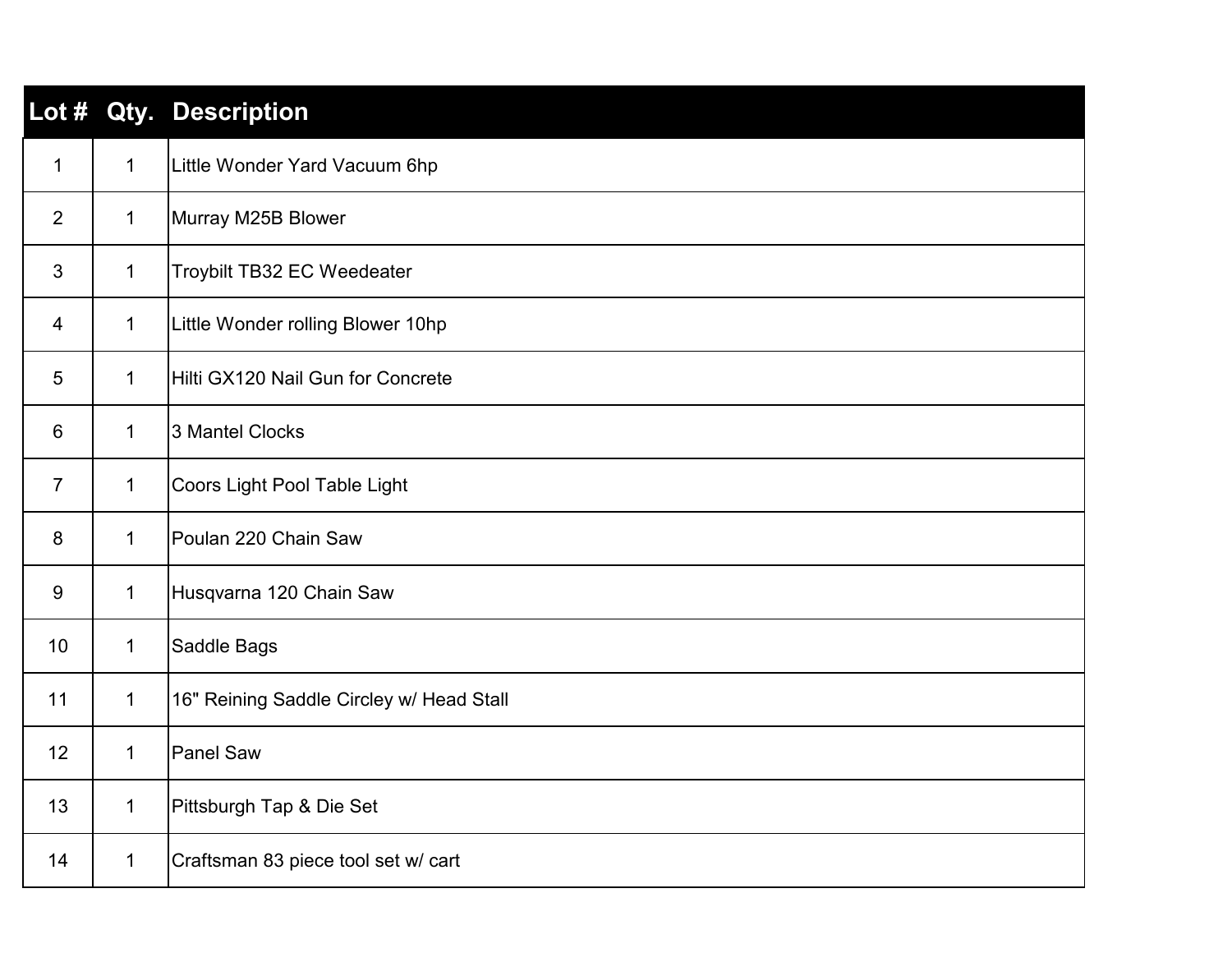| Lot # | Qty. | Description |
| --- | --- | --- |
| 1 | 1 | Little Wonder Yard Vacuum 6hp |
| 2 | 1 | Murray M25B Blower |
| 3 | 1 | Troybilt TB32 EC Weedeater |
| 4 | 1 | Little Wonder rolling Blower 10hp |
| 5 | 1 | Hilti GX120 Nail Gun for Concrete |
| 6 | 1 | 3 Mantel Clocks |
| 7 | 1 | Coors Light Pool Table Light |
| 8 | 1 | Poulan 220 Chain Saw |
| 9 | 1 | Husqvarna 120 Chain Saw |
| 10 | 1 | Saddle Bags |
| 11 | 1 | 16" Reining Saddle Circley w/ Head Stall |
| 12 | 1 | Panel Saw |
| 13 | 1 | Pittsburgh Tap & Die Set |
| 14 | 1 | Craftsman 83 piece tool set w/ cart |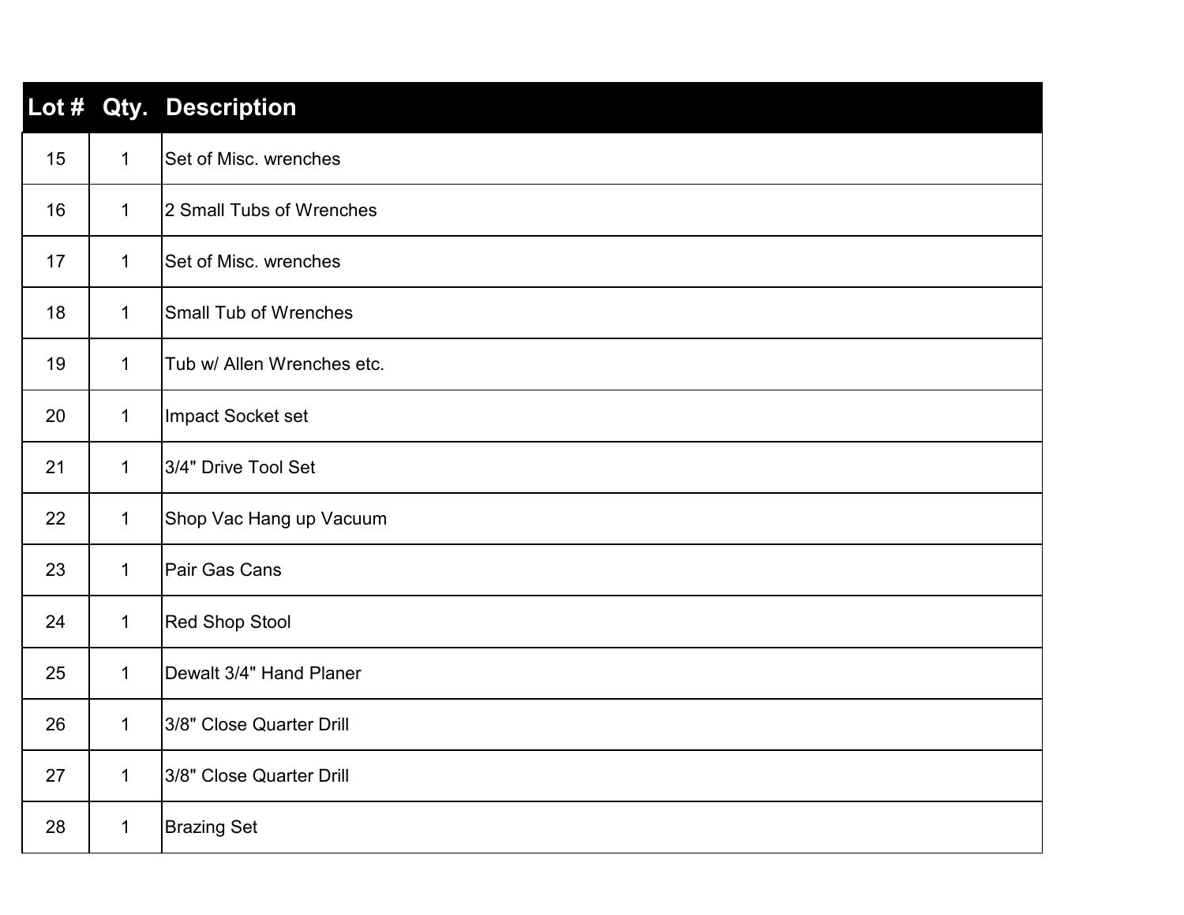| Lot # | Qty. | Description |
|---|---|---|
| 15 | 1 | Set of Misc. wrenches |
| 16 | 1 | 2 Small Tubs of Wrenches |
| 17 | 1 | Set of Misc. wrenches |
| 18 | 1 | Small Tub of Wrenches |
| 19 | 1 | Tub w/ Allen Wrenches etc. |
| 20 | 1 | Impact Socket set |
| 21 | 1 | 3/4" Drive Tool Set |
| 22 | 1 | Shop Vac Hang up Vacuum |
| 23 | 1 | Pair Gas Cans |
| 24 | 1 | Red Shop Stool |
| 25 | 1 | Dewalt 3/4" Hand Planer |
| 26 | 1 | 3/8" Close Quarter Drill |
| 27 | 1 | 3/8" Close Quarter Drill |
| 28 | 1 | Brazing Set |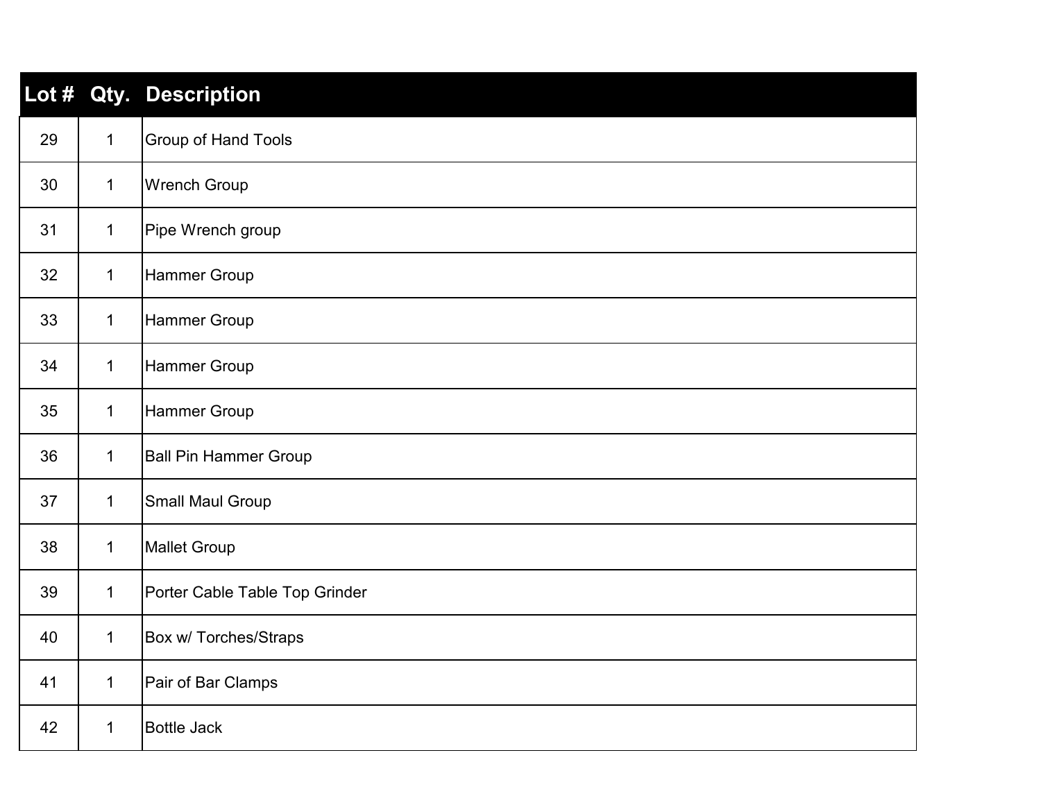| Lot # | Qty. | Description |
|---|---|---|
| 29 | 1 | Group of Hand Tools |
| 30 | 1 | Wrench Group |
| 31 | 1 | Pipe Wrench group |
| 32 | 1 | Hammer Group |
| 33 | 1 | Hammer Group |
| 34 | 1 | Hammer Group |
| 35 | 1 | Hammer Group |
| 36 | 1 | Ball Pin Hammer Group |
| 37 | 1 | Small Maul Group |
| 38 | 1 | Mallet Group |
| 39 | 1 | Porter Cable Table Top Grinder |
| 40 | 1 | Box w/ Torches/Straps |
| 41 | 1 | Pair of Bar Clamps |
| 42 | 1 | Bottle Jack |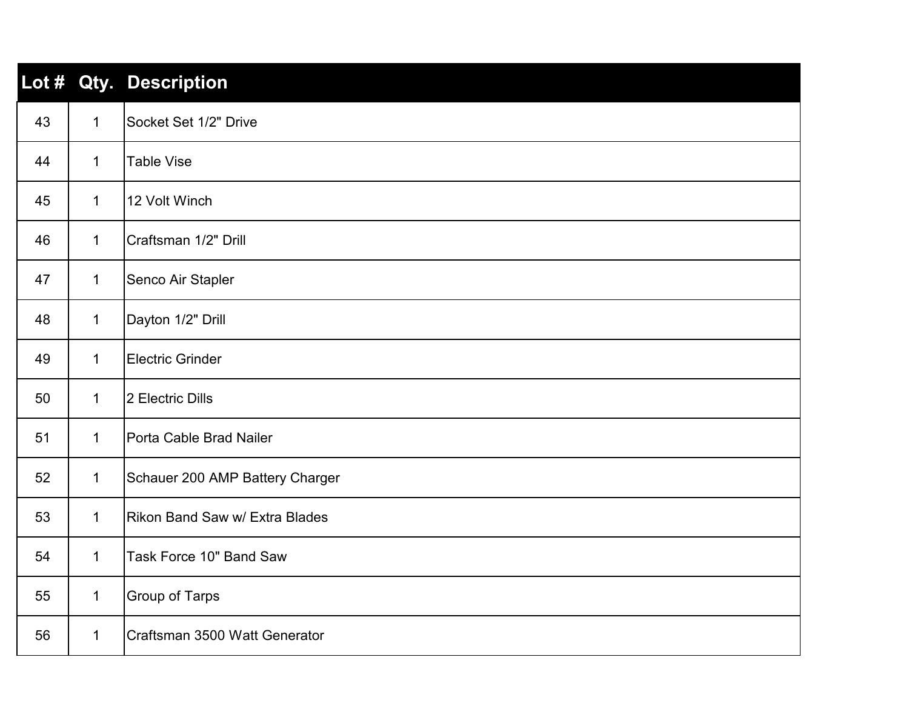| Lot # | Qty. | Description |
| --- | --- | --- |
| 43 | 1 | Socket Set 1/2" Drive |
| 44 | 1 | Table Vise |
| 45 | 1 | 12 Volt Winch |
| 46 | 1 | Craftsman 1/2" Drill |
| 47 | 1 | Senco Air Stapler |
| 48 | 1 | Dayton 1/2" Drill |
| 49 | 1 | Electric Grinder |
| 50 | 1 | 2 Electric Dills |
| 51 | 1 | Porta Cable Brad Nailer |
| 52 | 1 | Schauer 200 AMP Battery Charger |
| 53 | 1 | Rikon Band Saw w/ Extra Blades |
| 54 | 1 | Task Force 10" Band Saw |
| 55 | 1 | Group of Tarps |
| 56 | 1 | Craftsman 3500 Watt Generator |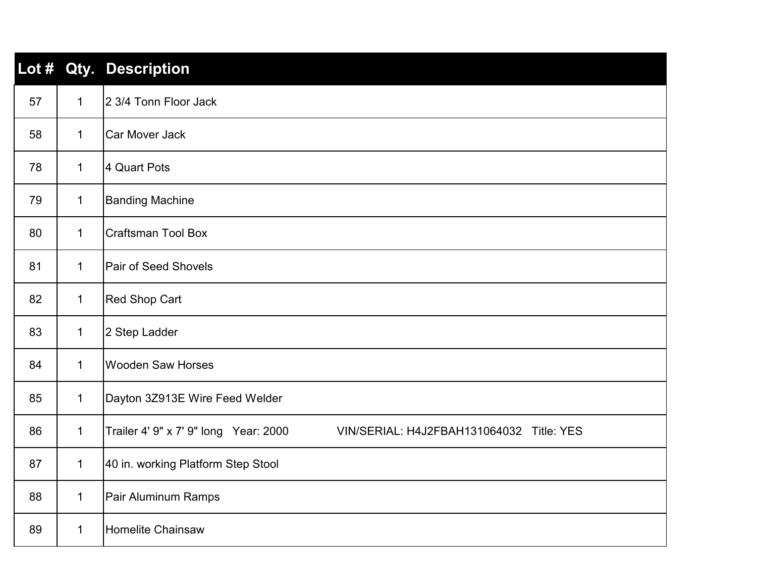| Lot # | Qty. | Description |
|---|---|---|
| 57 | 1 | 2 3/4 Tonn Floor Jack |
| 58 | 1 | Car Mover Jack |
| 78 | 1 | 4 Quart Pots |
| 79 | 1 | Banding Machine |
| 80 | 1 | Craftsman Tool Box |
| 81 | 1 | Pair of Seed Shovels |
| 82 | 1 | Red Shop Cart |
| 83 | 1 | 2 Step Ladder |
| 84 | 1 | Wooden Saw Horses |
| 85 | 1 | Dayton 3Z913E Wire Feed Welder |
| 86 | 1 | Trailer 4' 9" x 7' 9" long   Year: 2000   VIN/SERIAL: H4J2FBAH131064032   Title: YES |
| 87 | 1 | 40 in. working Platform Step Stool |
| 88 | 1 | Pair Aluminum Ramps |
| 89 | 1 | Homelite Chainsaw |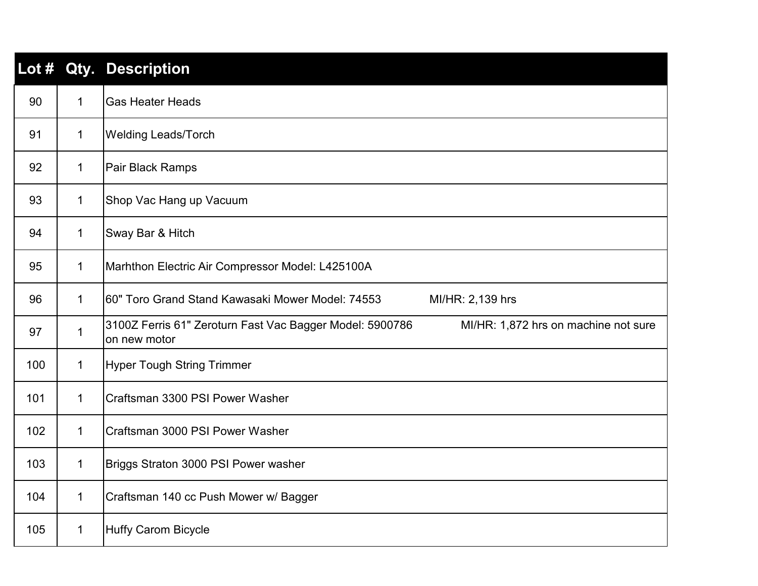| Lot # | Qty. | Description |
|---|---|---|
| 90 | 1 | Gas Heater Heads |
| 91 | 1 | Welding Leads/Torch |
| 92 | 1 | Pair Black Ramps |
| 93 | 1 | Shop Vac Hang up Vacuum |
| 94 | 1 | Sway Bar & Hitch |
| 95 | 1 | Marhthon Electric Air Compressor Model: L425100A |
| 96 | 1 | 60" Toro Grand Stand Kawasaki Mower Model: 74553 MI/HR: 2,139 hrs |
| 97 | 1 | 3100Z Ferris 61" Zeroturn Fast Vac Bagger Model: 5900786 MI/HR: 1,872 hrs on machine not sure on new motor |
| 100 | 1 | Hyper Tough String Trimmer |
| 101 | 1 | Craftsman 3300 PSI Power Washer |
| 102 | 1 | Craftsman 3000 PSI Power Washer |
| 103 | 1 | Briggs Straton 3000 PSI Power washer |
| 104 | 1 | Craftsman 140 cc Push Mower w/ Bagger |
| 105 | 1 | Huffy Carom Bicycle |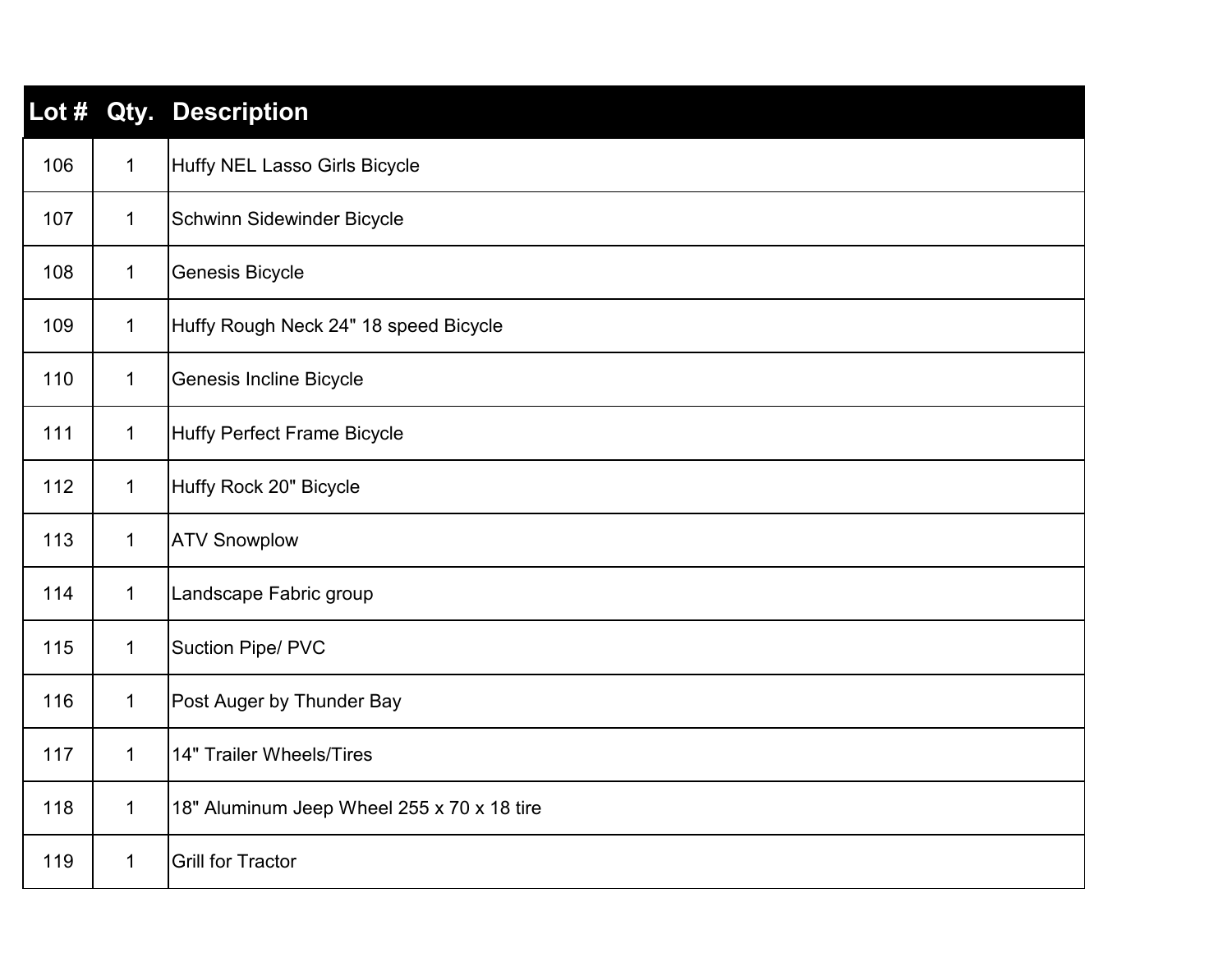| Lot # | Qty. | Description |
| --- | --- | --- |
| 106 | 1 | Huffy NEL Lasso Girls Bicycle |
| 107 | 1 | Schwinn Sidewinder Bicycle |
| 108 | 1 | Genesis Bicycle |
| 109 | 1 | Huffy Rough Neck 24" 18 speed Bicycle |
| 110 | 1 | Genesis Incline Bicycle |
| 111 | 1 | Huffy Perfect Frame Bicycle |
| 112 | 1 | Huffy Rock 20" Bicycle |
| 113 | 1 | ATV Snowplow |
| 114 | 1 | Landscape Fabric group |
| 115 | 1 | Suction Pipe/ PVC |
| 116 | 1 | Post Auger by Thunder Bay |
| 117 | 1 | 14" Trailer Wheels/Tires |
| 118 | 1 | 18" Aluminum Jeep Wheel 255 x 70 x 18 tire |
| 119 | 1 | Grill for Tractor |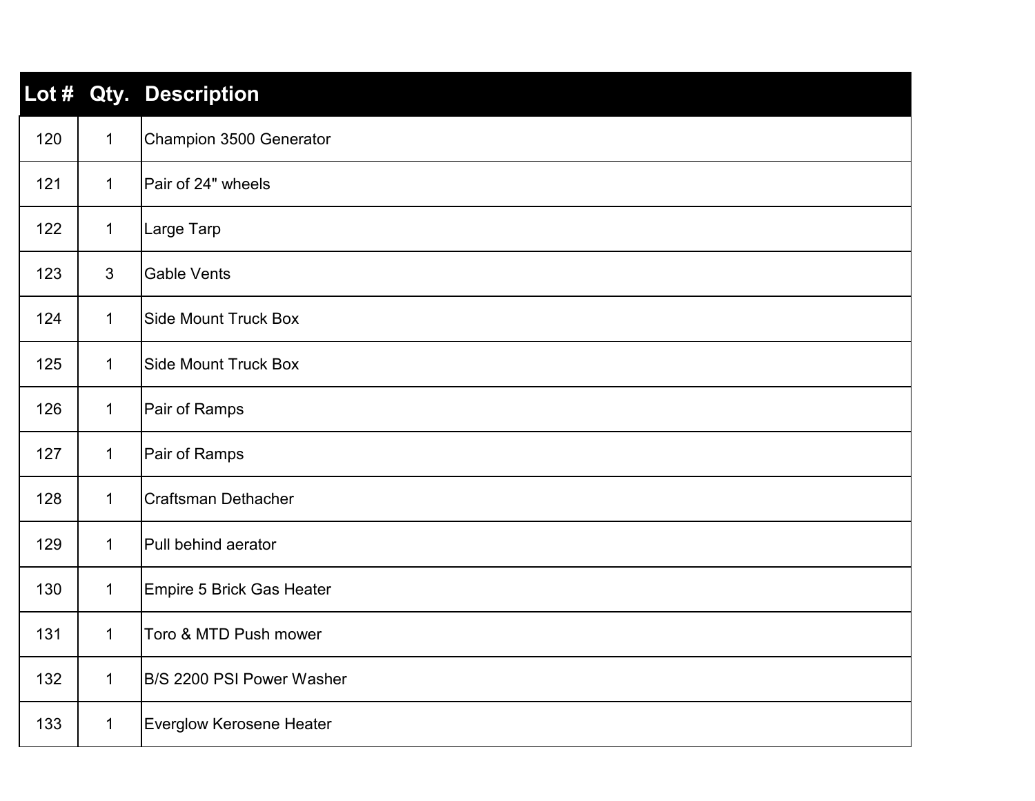| Lot # | Qty. | Description |
|---|---|---|
| 120 | 1 | Champion 3500 Generator |
| 121 | 1 | Pair of 24" wheels |
| 122 | 1 | Large Tarp |
| 123 | 3 | Gable Vents |
| 124 | 1 | Side Mount Truck Box |
| 125 | 1 | Side Mount Truck Box |
| 126 | 1 | Pair of Ramps |
| 127 | 1 | Pair of Ramps |
| 128 | 1 | Craftsman Dethacher |
| 129 | 1 | Pull behind aerator |
| 130 | 1 | Empire 5 Brick Gas Heater |
| 131 | 1 | Toro & MTD Push mower |
| 132 | 1 | B/S 2200 PSI Power Washer |
| 133 | 1 | Everglow Kerosene Heater |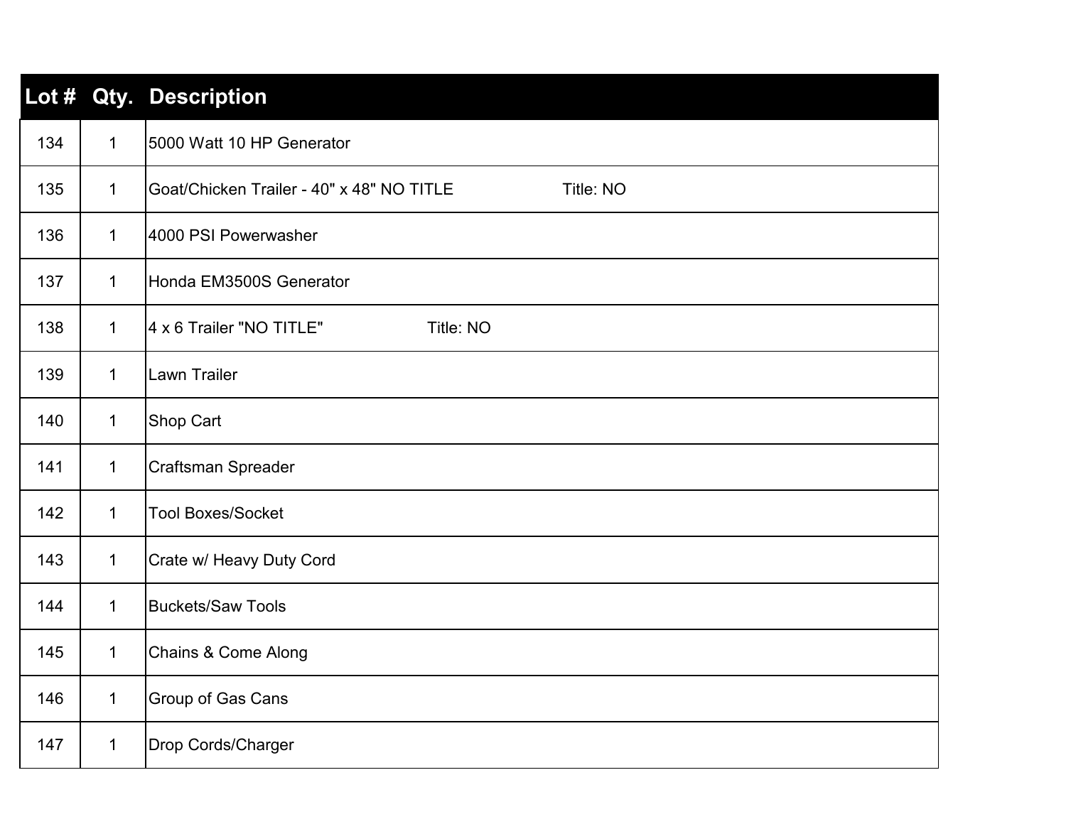| Lot # | Qty. | Description |
| --- | --- | --- |
| 134 | 1 | 5000 Watt 10 HP Generator |
| 135 | 1 | Goat/Chicken Trailer - 40" x 48" NO TITLE Title: NO |
| 136 | 1 | 4000 PSI Powerwasher |
| 137 | 1 | Honda EM3500S Generator |
| 138 | 1 | 4 x 6 Trailer "NO TITLE" Title: NO |
| 139 | 1 | Lawn Trailer |
| 140 | 1 | Shop Cart |
| 141 | 1 | Craftsman Spreader |
| 142 | 1 | Tool Boxes/Socket |
| 143 | 1 | Crate w/ Heavy Duty Cord |
| 144 | 1 | Buckets/Saw Tools |
| 145 | 1 | Chains & Come Along |
| 146 | 1 | Group of Gas Cans |
| 147 | 1 | Drop Cords/Charger |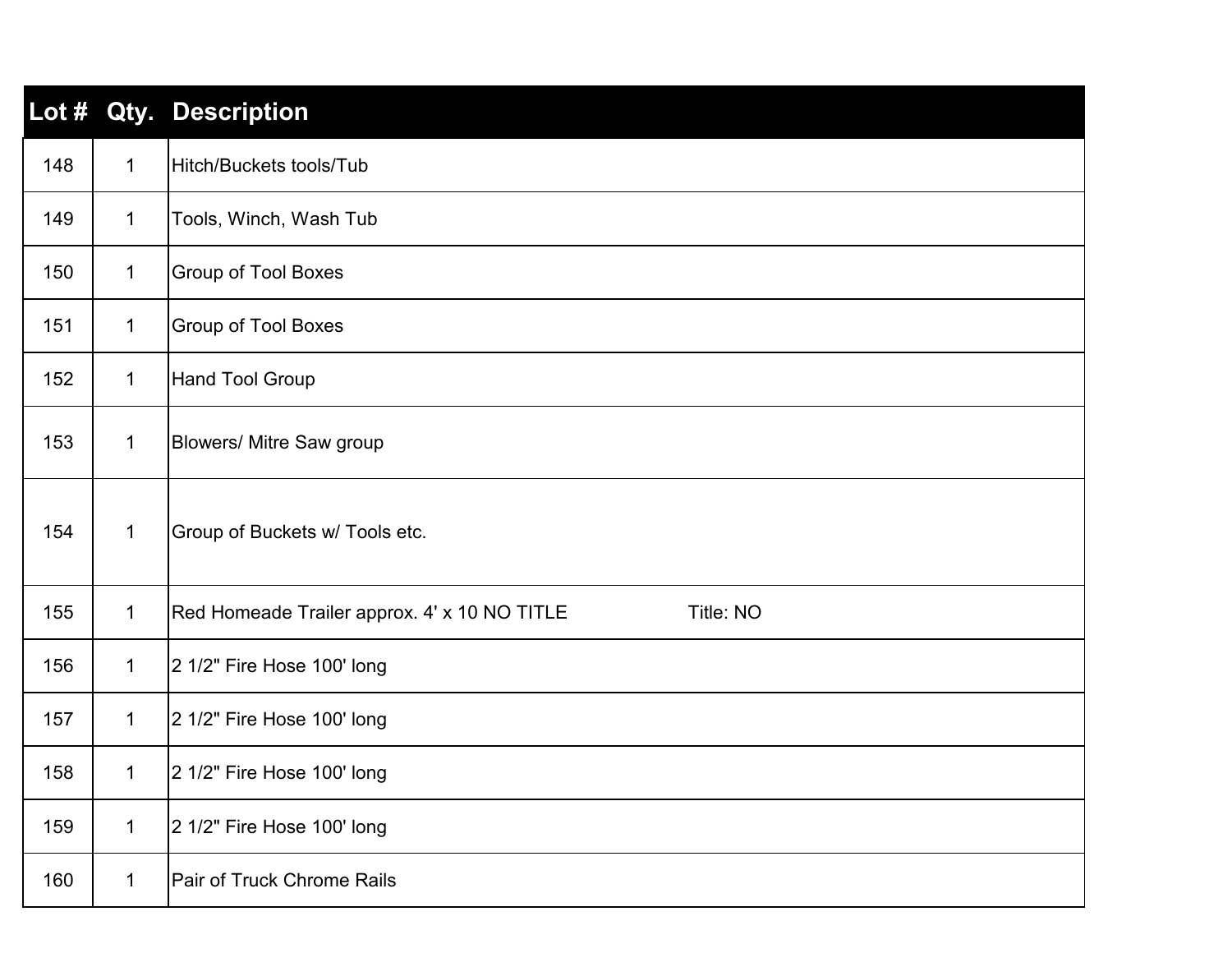| Lot # | Qty. | Description |
|---|---|---|
| 148 | 1 | Hitch/Buckets tools/Tub |
| 149 | 1 | Tools, Winch, Wash Tub |
| 150 | 1 | Group of Tool Boxes |
| 151 | 1 | Group of Tool Boxes |
| 152 | 1 | Hand Tool Group |
| 153 | 1 | Blowers/ Mitre Saw group |
| 154 | 1 | Group of Buckets w/ Tools etc. |
| 155 | 1 | Red Homeade Trailer approx. 4' x 10 NO TITLE Title: NO |
| 156 | 1 | 2 1/2" Fire Hose 100' long |
| 157 | 1 | 2 1/2" Fire Hose 100' long |
| 158 | 1 | 2 1/2" Fire Hose 100' long |
| 159 | 1 | 2 1/2" Fire Hose 100' long |
| 160 | 1 | Pair of Truck Chrome Rails |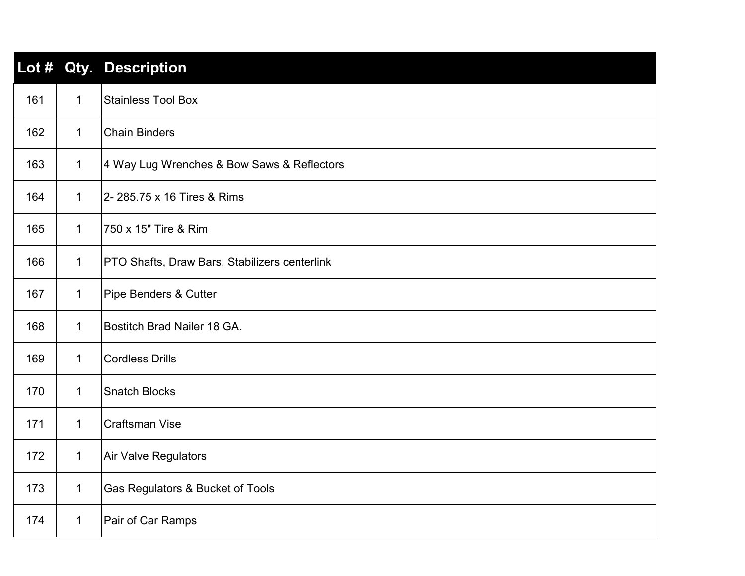| Lot # | Qty. | Description |
|---|---|---|
| 161 | 1 | Stainless Tool Box |
| 162 | 1 | Chain Binders |
| 163 | 1 | 4 Way Lug Wrenches & Bow Saws & Reflectors |
| 164 | 1 | 2- 285.75 x 16 Tires & Rims |
| 165 | 1 | 750 x 15" Tire & Rim |
| 166 | 1 | PTO Shafts, Draw Bars, Stabilizers centerlink |
| 167 | 1 | Pipe Benders & Cutter |
| 168 | 1 | Bostitch Brad Nailer 18 GA. |
| 169 | 1 | Cordless Drills |
| 170 | 1 | Snatch Blocks |
| 171 | 1 | Craftsman Vise |
| 172 | 1 | Air Valve Regulators |
| 173 | 1 | Gas Regulators & Bucket of Tools |
| 174 | 1 | Pair of Car Ramps |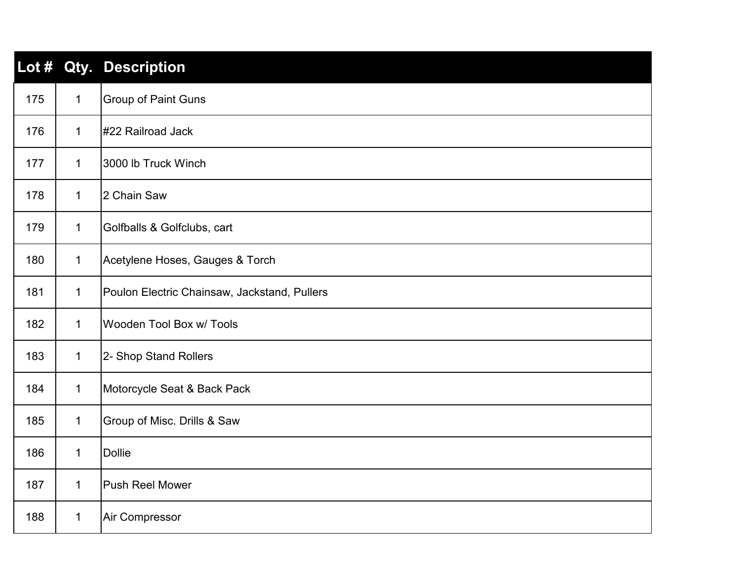| Lot # | Qty. | Description |
|---|---|---|
| 175 | 1 | Group of Paint Guns |
| 176 | 1 | #22 Railroad Jack |
| 177 | 1 | 3000 lb Truck Winch |
| 178 | 1 | 2 Chain Saw |
| 179 | 1 | Golfballs & Golfclubs, cart |
| 180 | 1 | Acetylene Hoses, Gauges & Torch |
| 181 | 1 | Poulon Electric Chainsaw, Jackstand, Pullers |
| 182 | 1 | Wooden Tool Box w/ Tools |
| 183 | 1 | 2- Shop Stand Rollers |
| 184 | 1 | Motorcycle Seat & Back Pack |
| 185 | 1 | Group of Misc. Drills & Saw |
| 186 | 1 | Dollie |
| 187 | 1 | Push Reel Mower |
| 188 | 1 | Air Compressor |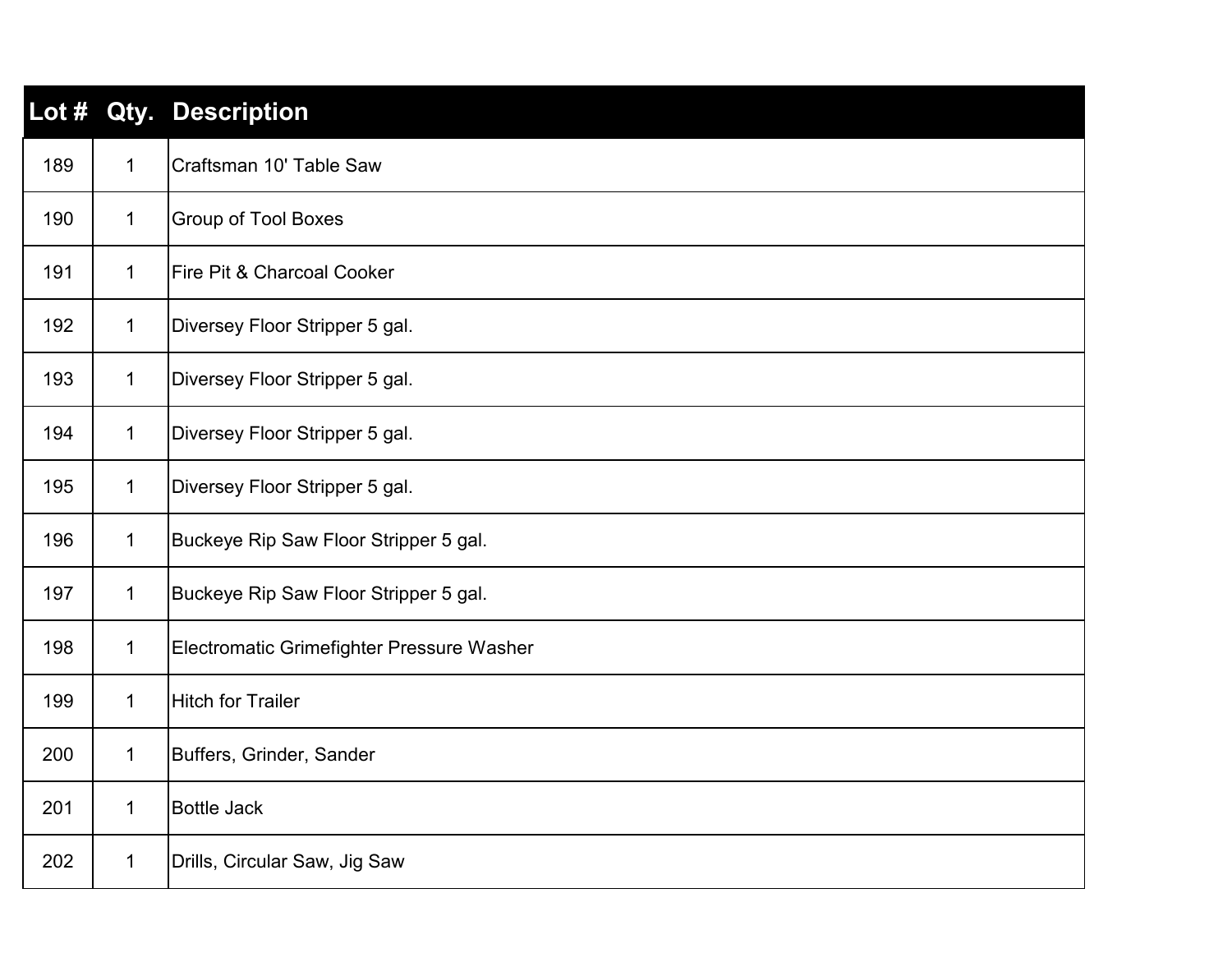| Lot # | Qty. | Description |
|---|---|---|
| 189 | 1 | Craftsman 10' Table Saw |
| 190 | 1 | Group of Tool Boxes |
| 191 | 1 | Fire Pit & Charcoal Cooker |
| 192 | 1 | Diversey Floor Stripper 5 gal. |
| 193 | 1 | Diversey Floor Stripper 5 gal. |
| 194 | 1 | Diversey Floor Stripper 5 gal. |
| 195 | 1 | Diversey Floor Stripper 5 gal. |
| 196 | 1 | Buckeye Rip Saw Floor Stripper 5 gal. |
| 197 | 1 | Buckeye Rip Saw Floor Stripper 5 gal. |
| 198 | 1 | Electromatic Grimefighter Pressure Washer |
| 199 | 1 | Hitch for Trailer |
| 200 | 1 | Buffers, Grinder, Sander |
| 201 | 1 | Bottle Jack |
| 202 | 1 | Drills, Circular Saw, Jig Saw |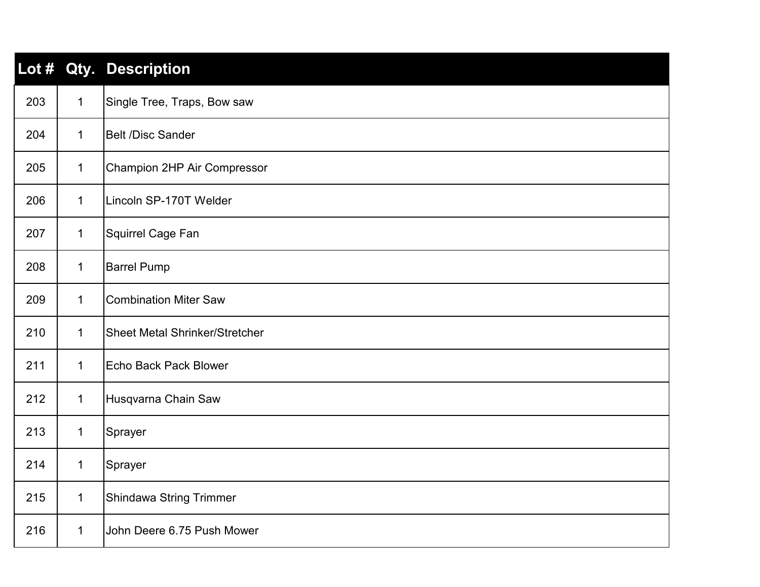| Lot # | Qty. | Description |
|---|---|---|
| 203 | 1 | Single Tree, Traps, Bow saw |
| 204 | 1 | Belt /Disc Sander |
| 205 | 1 | Champion 2HP Air Compressor |
| 206 | 1 | Lincoln SP-170T Welder |
| 207 | 1 | Squirrel Cage Fan |
| 208 | 1 | Barrel Pump |
| 209 | 1 | Combination Miter Saw |
| 210 | 1 | Sheet Metal Shrinker/Stretcher |
| 211 | 1 | Echo Back Pack Blower |
| 212 | 1 | Husqvarna Chain Saw |
| 213 | 1 | Sprayer |
| 214 | 1 | Sprayer |
| 215 | 1 | Shindawa String Trimmer |
| 216 | 1 | John Deere 6.75 Push Mower |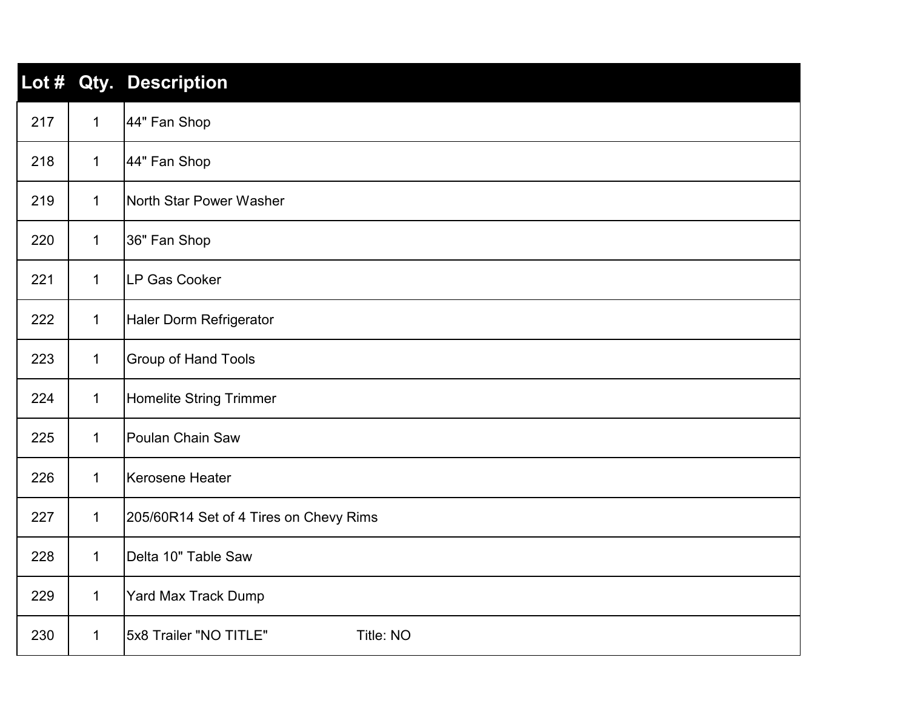| Lot # | Qty. | Description |
| --- | --- | --- |
| 217 | 1 | 44" Fan Shop |
| 218 | 1 | 44" Fan Shop |
| 219 | 1 | North Star Power Washer |
| 220 | 1 | 36" Fan Shop |
| 221 | 1 | LP Gas Cooker |
| 222 | 1 | Haler Dorm Refrigerator |
| 223 | 1 | Group of Hand Tools |
| 224 | 1 | Homelite String Trimmer |
| 225 | 1 | Poulan Chain Saw |
| 226 | 1 | Kerosene Heater |
| 227 | 1 | 205/60R14 Set of 4 Tires on Chevy Rims |
| 228 | 1 | Delta 10" Table Saw |
| 229 | 1 | Yard Max Track Dump |
| 230 | 1 | 5x8 Trailer "NO TITLE" Title: NO |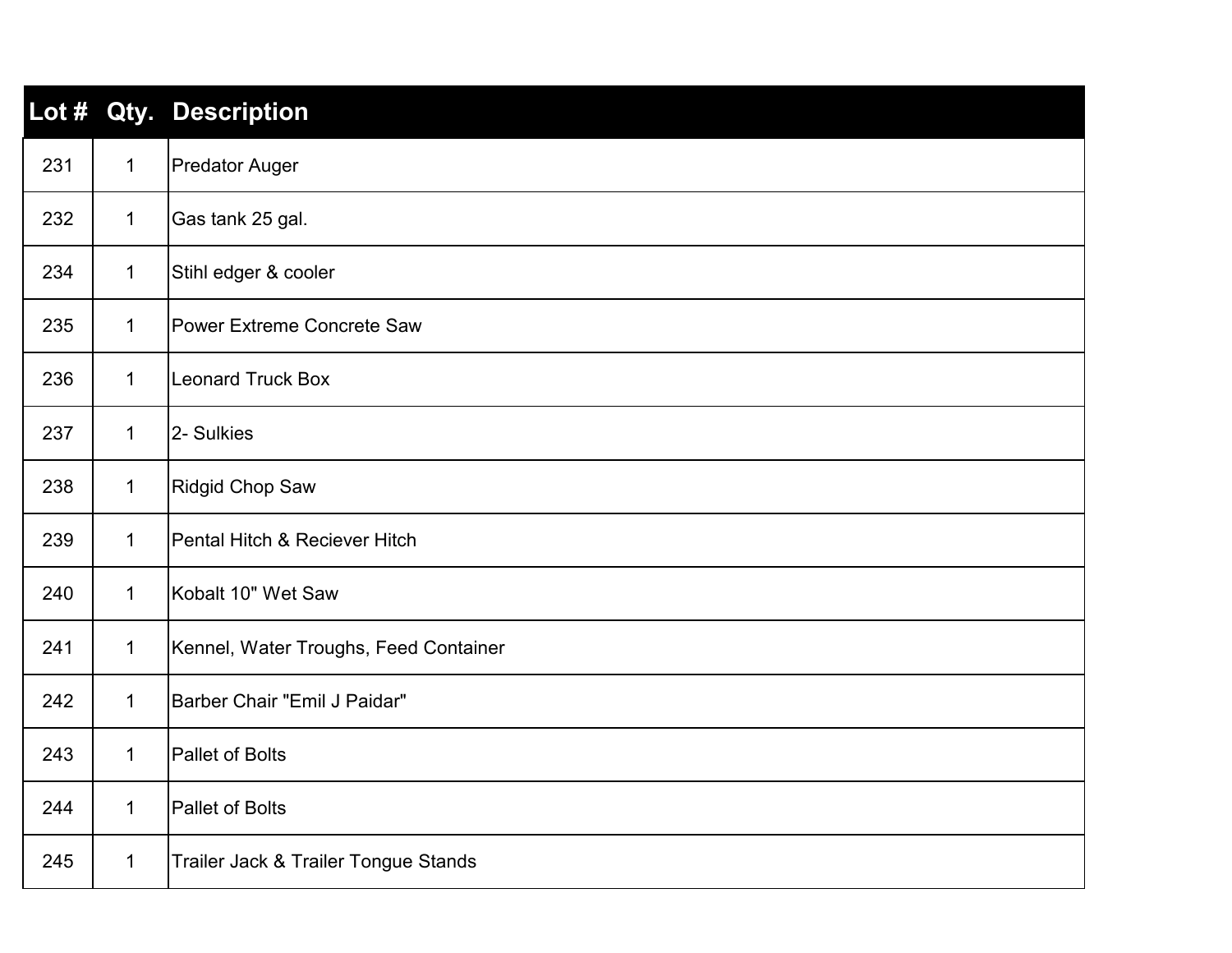| Lot # | Qty. | Description |
|---|---|---|
| 231 | 1 | Predator Auger |
| 232 | 1 | Gas tank 25 gal. |
| 234 | 1 | Stihl edger & cooler |
| 235 | 1 | Power Extreme Concrete Saw |
| 236 | 1 | Leonard Truck Box |
| 237 | 1 | 2- Sulkies |
| 238 | 1 | Ridgid Chop Saw |
| 239 | 1 | Pental Hitch & Reciever Hitch |
| 240 | 1 | Kobalt 10" Wet Saw |
| 241 | 1 | Kennel, Water Troughs, Feed Container |
| 242 | 1 | Barber Chair "Emil J Paidar" |
| 243 | 1 | Pallet of Bolts |
| 244 | 1 | Pallet of Bolts |
| 245 | 1 | Trailer Jack & Trailer Tongue Stands |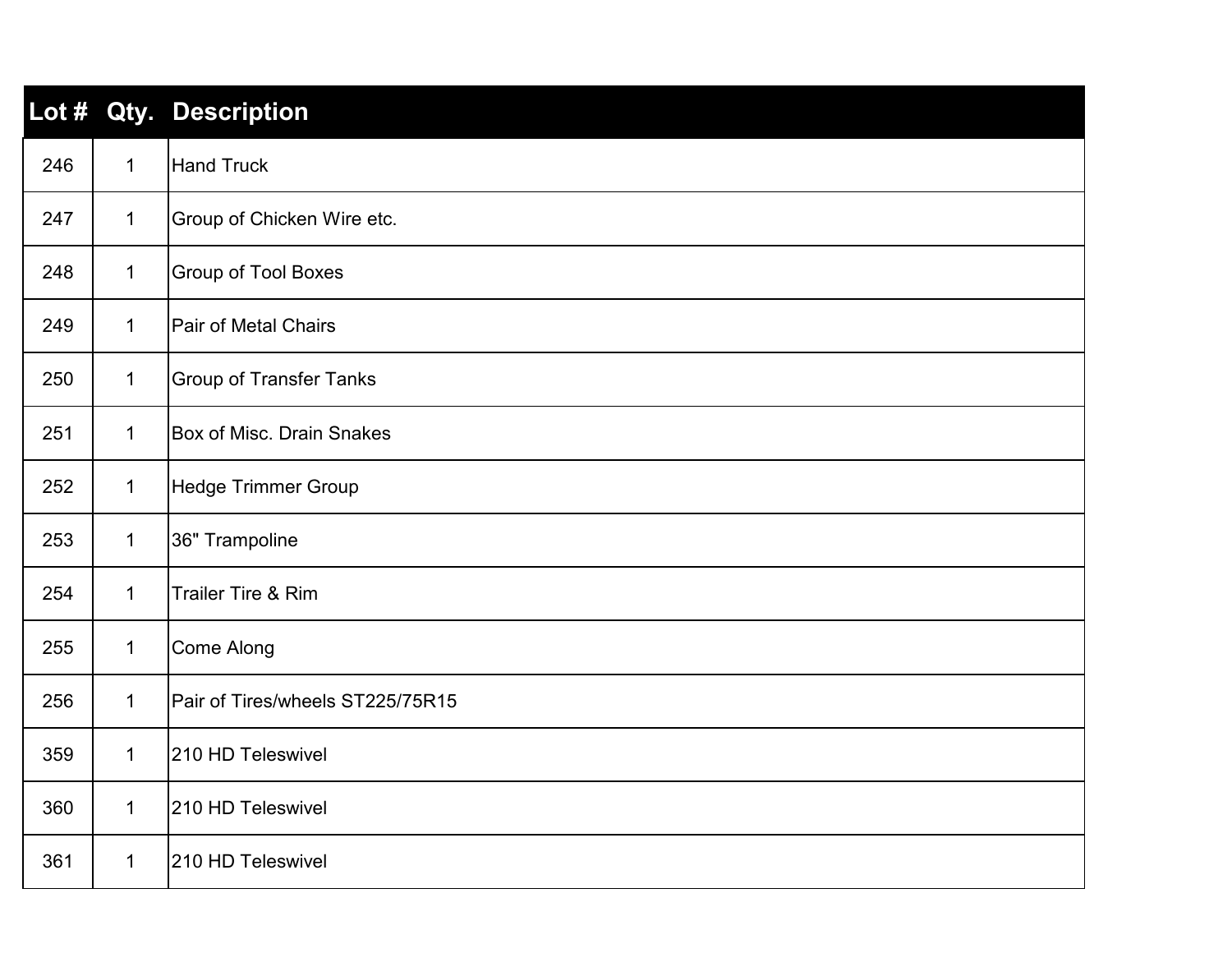| Lot # | Qty. | Description |
|---|---|---|
| 246 | 1 | Hand Truck |
| 247 | 1 | Group of Chicken Wire etc. |
| 248 | 1 | Group of Tool Boxes |
| 249 | 1 | Pair of Metal Chairs |
| 250 | 1 | Group of Transfer Tanks |
| 251 | 1 | Box of Misc. Drain Snakes |
| 252 | 1 | Hedge Trimmer Group |
| 253 | 1 | 36" Trampoline |
| 254 | 1 | Trailer Tire & Rim |
| 255 | 1 | Come Along |
| 256 | 1 | Pair of Tires/wheels ST225/75R15 |
| 359 | 1 | 210 HD Teleswivel |
| 360 | 1 | 210 HD Teleswivel |
| 361 | 1 | 210 HD Teleswivel |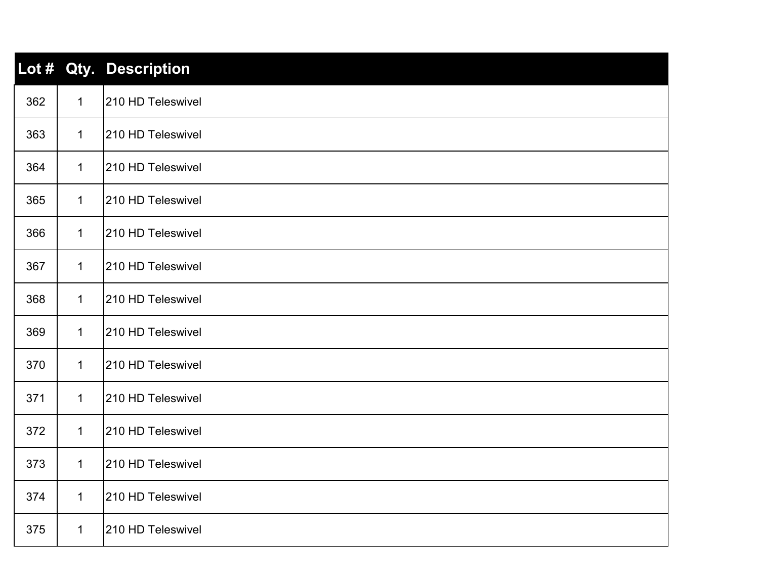| Lot # | Qty. | Description |
| --- | --- | --- |
| 362 | 1 | 210 HD Teleswivel |
| 363 | 1 | 210 HD Teleswivel |
| 364 | 1 | 210 HD Teleswivel |
| 365 | 1 | 210 HD Teleswivel |
| 366 | 1 | 210 HD Teleswivel |
| 367 | 1 | 210 HD Teleswivel |
| 368 | 1 | 210 HD Teleswivel |
| 369 | 1 | 210 HD Teleswivel |
| 370 | 1 | 210 HD Teleswivel |
| 371 | 1 | 210 HD Teleswivel |
| 372 | 1 | 210 HD Teleswivel |
| 373 | 1 | 210 HD Teleswivel |
| 374 | 1 | 210 HD Teleswivel |
| 375 | 1 | 210 HD Teleswivel |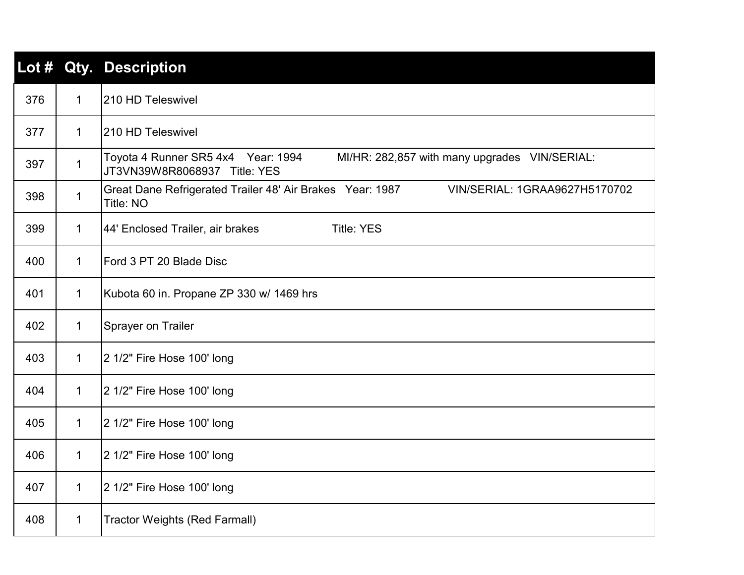| Lot # | Qty. | Description |
|---|---|---|
| 376 | 1 | 210 HD Teleswivel |
| 377 | 1 | 210 HD Teleswivel |
| 397 | 1 | Toyota 4 Runner SR5 4x4 Year: 1994 MI/HR: 282,857 with many upgrades VIN/SERIAL: JT3VN39W8R8068937 Title: YES |
| 398 | 1 | Great Dane Refrigerated Trailer 48' Air Brakes Year: 1987 VIN/SERIAL: 1GRAA9627H5170702 Title: NO |
| 399 | 1 | 44' Enclosed Trailer, air brakes Title: YES |
| 400 | 1 | Ford 3 PT 20 Blade Disc |
| 401 | 1 | Kubota 60 in. Propane ZP 330 w/ 1469 hrs |
| 402 | 1 | Sprayer on Trailer |
| 403 | 1 | 2 1/2" Fire Hose 100' long |
| 404 | 1 | 2 1/2" Fire Hose 100' long |
| 405 | 1 | 2 1/2" Fire Hose 100' long |
| 406 | 1 | 2 1/2" Fire Hose 100' long |
| 407 | 1 | 2 1/2" Fire Hose 100' long |
| 408 | 1 | Tractor Weights (Red Farmall) |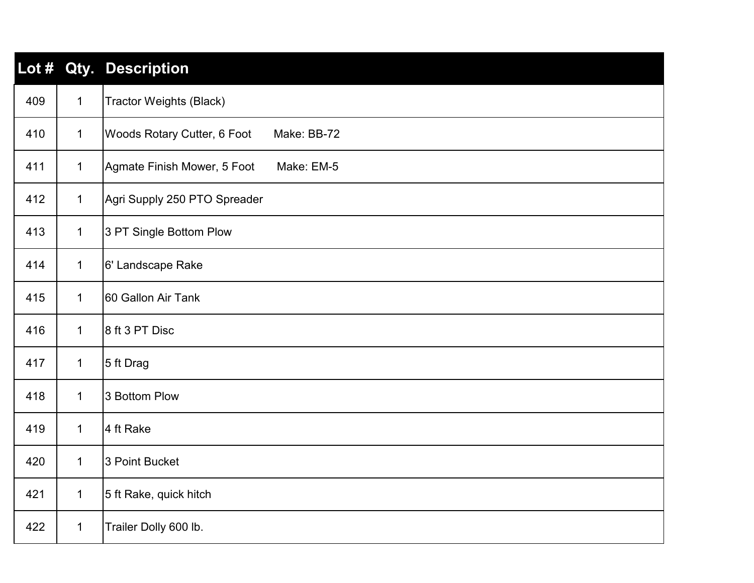| Lot # | Qty. | Description |
|---|---|---|
| 409 | 1 | Tractor Weights (Black) |
| 410 | 1 | Woods Rotary Cutter, 6 Foot Make: BB-72 |
| 411 | 1 | Agmate Finish Mower, 5 Foot Make: EM-5 |
| 412 | 1 | Agri Supply 250 PTO Spreader |
| 413 | 1 | 3 PT Single Bottom Plow |
| 414 | 1 | 6' Landscape Rake |
| 415 | 1 | 60 Gallon Air Tank |
| 416 | 1 | 8 ft 3 PT Disc |
| 417 | 1 | 5 ft Drag |
| 418 | 1 | 3 Bottom Plow |
| 419 | 1 | 4 ft Rake |
| 420 | 1 | 3 Point Bucket |
| 421 | 1 | 5 ft Rake, quick hitch |
| 422 | 1 | Trailer Dolly 600 lb. |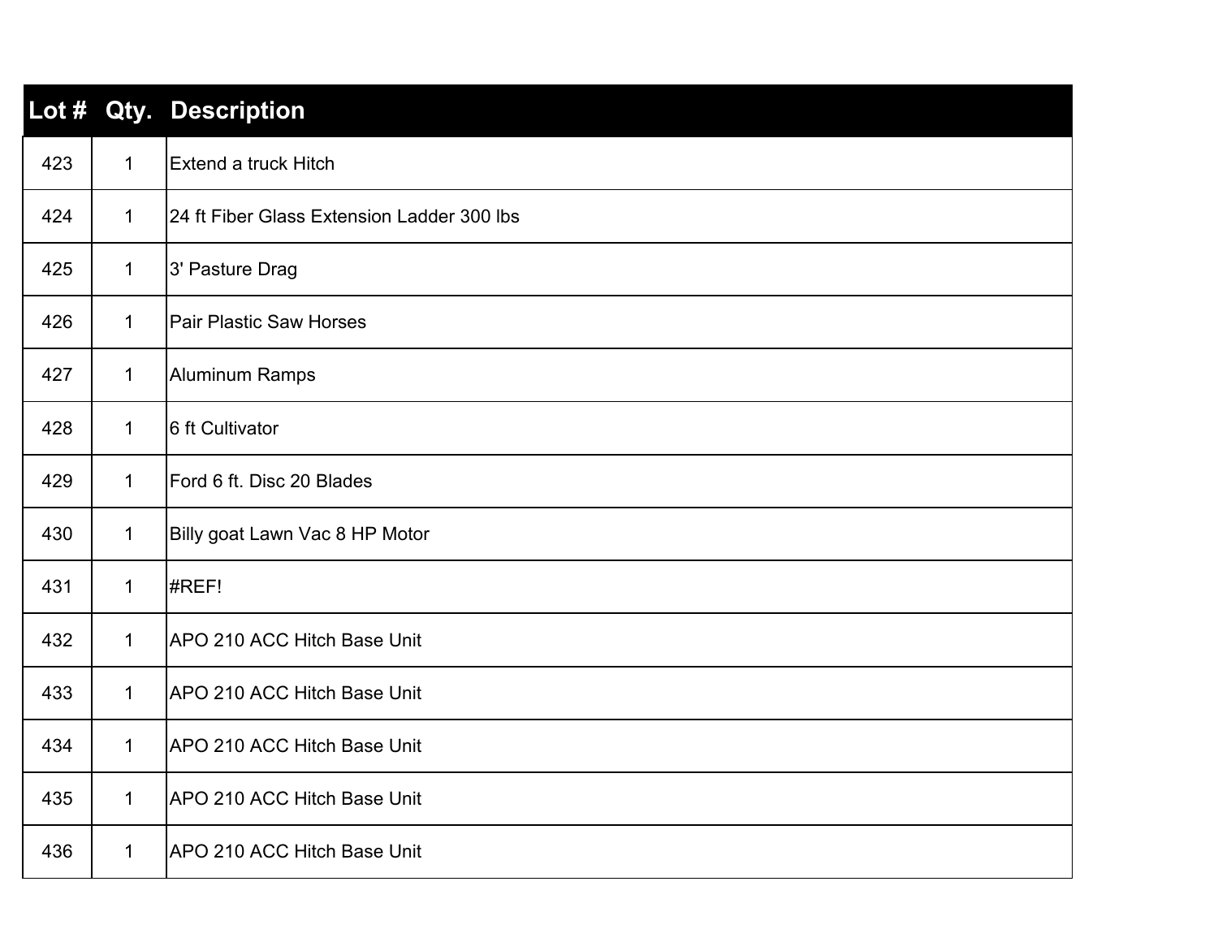| Lot # | Qty. | Description |
|---|---|---|
| 423 | 1 | Extend a truck Hitch |
| 424 | 1 | 24 ft Fiber Glass Extension Ladder 300 lbs |
| 425 | 1 | 3' Pasture Drag |
| 426 | 1 | Pair Plastic Saw Horses |
| 427 | 1 | Aluminum Ramps |
| 428 | 1 | 6 ft Cultivator |
| 429 | 1 | Ford 6 ft. Disc 20 Blades |
| 430 | 1 | Billy goat Lawn Vac 8 HP Motor |
| 431 | 1 | #REF! |
| 432 | 1 | APO 210 ACC Hitch Base Unit |
| 433 | 1 | APO 210 ACC Hitch Base Unit |
| 434 | 1 | APO 210 ACC Hitch Base Unit |
| 435 | 1 | APO 210 ACC Hitch Base Unit |
| 436 | 1 | APO 210 ACC Hitch Base Unit |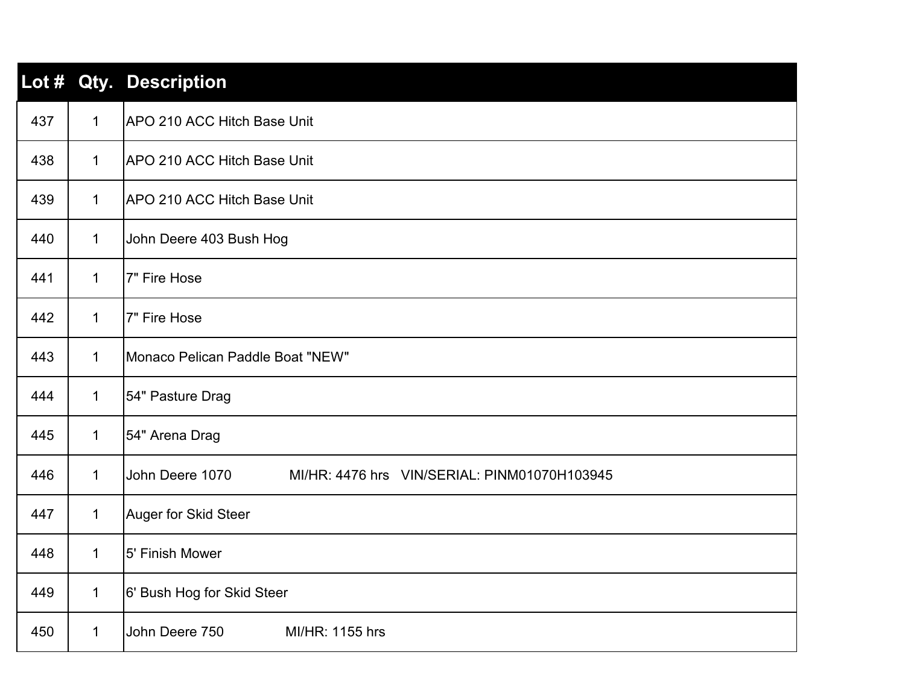| Lot # | Qty. | Description |
|---|---|---|
| 437 | 1 | APO 210 ACC Hitch Base Unit |
| 438 | 1 | APO 210 ACC Hitch Base Unit |
| 439 | 1 | APO 210 ACC Hitch Base Unit |
| 440 | 1 | John Deere 403 Bush Hog |
| 441 | 1 | 7" Fire Hose |
| 442 | 1 | 7" Fire Hose |
| 443 | 1 | Monaco Pelican Paddle Boat "NEW" |
| 444 | 1 | 54" Pasture Drag |
| 445 | 1 | 54" Arena Drag |
| 446 | 1 | John Deere 1070 MI/HR: 4476 hrs VIN/SERIAL: PINM01070H103945 |
| 447 | 1 | Auger for Skid Steer |
| 448 | 1 | 5' Finish Mower |
| 449 | 1 | 6' Bush Hog for Skid Steer |
| 450 | 1 | John Deere 750 MI/HR: 1155 hrs |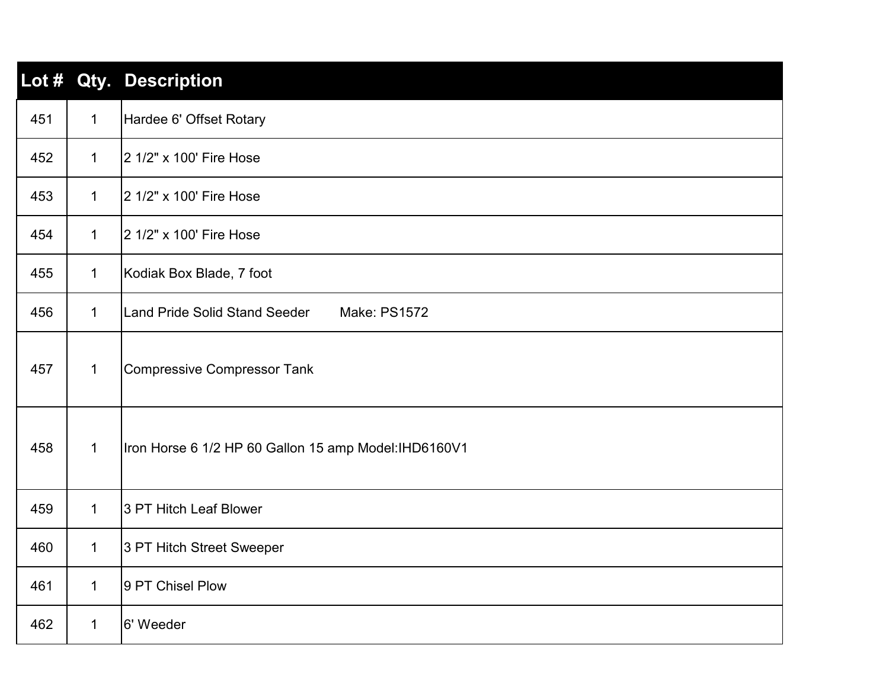| Lot # | Qty. | Description |
|---|---|---|
| 451 | 1 | Hardee 6' Offset Rotary |
| 452 | 1 | 2 1/2" x 100' Fire Hose |
| 453 | 1 | 2 1/2" x 100' Fire Hose |
| 454 | 1 | 2 1/2" x 100' Fire Hose |
| 455 | 1 | Kodiak Box Blade, 7 foot |
| 456 | 1 | Land Pride Solid Stand Seeder Make: PS1572 |
| 457 | 1 | Compressive Compressor Tank |
| 458 | 1 | Iron Horse 6 1/2 HP 60 Gallon 15 amp Model:IHD6160V1 |
| 459 | 1 | 3 PT Hitch Leaf Blower |
| 460 | 1 | 3 PT Hitch Street Sweeper |
| 461 | 1 | 9 PT Chisel Plow |
| 462 | 1 | 6' Weeder |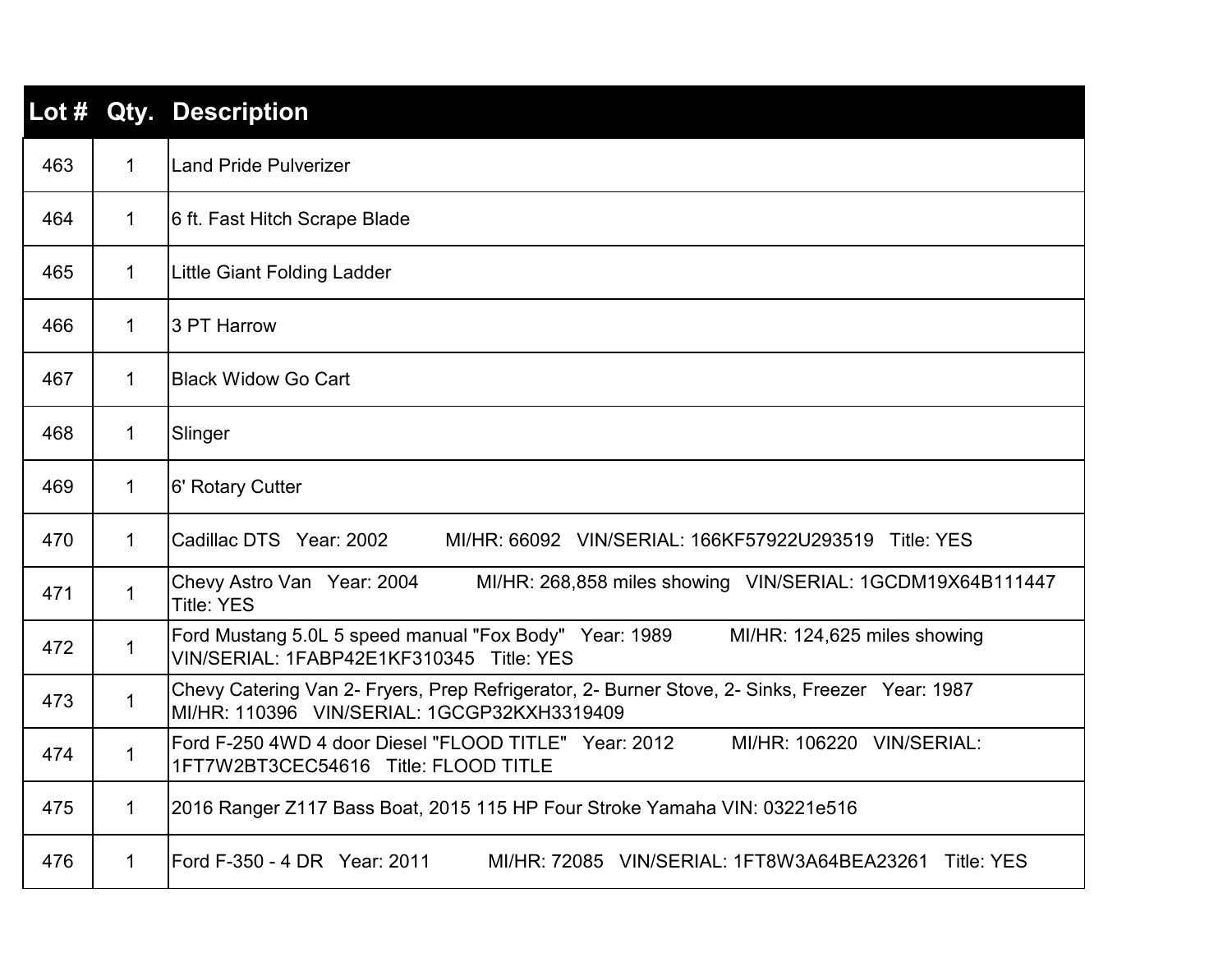| Lot # | Qty. | Description |
|---|---|---|
| 463 | 1 | Land Pride Pulverizer |
| 464 | 1 | 6 ft. Fast Hitch Scrape Blade |
| 465 | 1 | Little Giant Folding Ladder |
| 466 | 1 | 3 PT Harrow |
| 467 | 1 | Black Widow Go Cart |
| 468 | 1 | Slinger |
| 469 | 1 | 6' Rotary Cutter |
| 470 | 1 | Cadillac DTS Year: 2002 MI/HR: 66092 VIN/SERIAL: 166KF57922U293519 Title: YES |
| 471 | 1 | Chevy Astro Van Year: 2004 MI/HR: 268,858 miles showing VIN/SERIAL: 1GCDM19X64B111447 Title: YES |
| 472 | 1 | Ford Mustang 5.0L 5 speed manual "Fox Body" Year: 1989 MI/HR: 124,625 miles showing VIN/SERIAL: 1FABP42E1KF310345 Title: YES |
| 473 | 1 | Chevy Catering Van 2- Fryers, Prep Refrigerator, 2- Burner Stove, 2- Sinks, Freezer Year: 1987 MI/HR: 110396 VIN/SERIAL: 1GCGP32KXH3319409 |
| 474 | 1 | Ford F-250 4WD 4 door Diesel "FLOOD TITLE" Year: 2012 MI/HR: 106220 VIN/SERIAL: 1FT7W2BT3CEC54616 Title: FLOOD TITLE |
| 475 | 1 | 2016 Ranger Z117 Bass Boat, 2015 115 HP Four Stroke Yamaha VIN: 03221e516 |
| 476 | 1 | Ford F-350 - 4 DR Year: 2011 MI/HR: 72085 VIN/SERIAL: 1FT8W3A64BEA23261 Title: YES |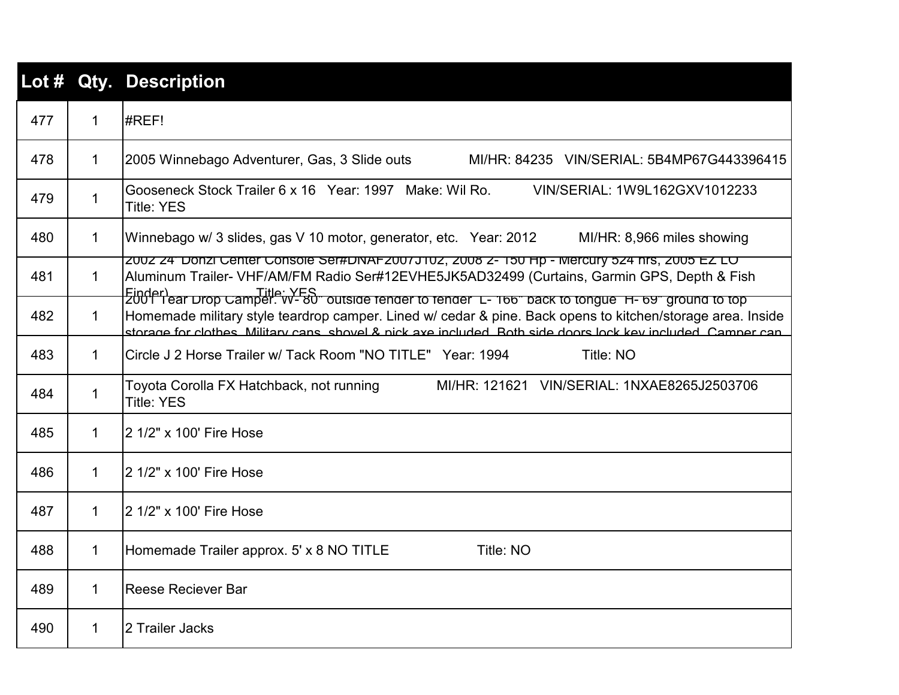| Lot # | Qty. | Description |
|---|---|---|
| 477 | 1 | #REF! |
| 478 | 1 | 2005 Winnebago Adventurer, Gas, 3 Slide outs MI/HR: 84235 VIN/SERIAL: 5B4MP67G443396415 |
| 479 | 1 | Gooseneck Stock Trailer 6 x 16 Year: 1997 Make: Wil Ro. VIN/SERIAL: 1W9L162GXV1012233 Title: YES |
| 480 | 1 | Winnebago w/ 3 slides, gas V 10 motor, generator, etc. Year: 2012 MI/HR: 8,966 miles showing |
| 481 | 1 | 2002 24' Donzi Center Console Ser#DNAF2007J102, 2008 2- 150 Hp - Mercury 524 hrs, 2005 EZ LO Aluminum Trailer- VHF/AM/FM Radio Ser#12EVHE5JK5AD32499 (Curtains, Garmin GPS, Depth & Fish Finder) Title: YES |
| 482 | 1 | 2001 Tear Drop Camper: W- 80" outside fender to fender L- 166" back to tongue H- 69" ground to top Homemade military style teardrop camper. Lined w/ cedar & pine. Back opens to kitchen/storage area. Inside storage for clothes. Military cans, shovel & pick axe included. Both side doors lock key included. Camper can |
| 483 | 1 | Circle J 2 Horse Trailer w/ Tack Room "NO TITLE" Year: 1994 Title: NO |
| 484 | 1 | Toyota Corolla FX Hatchback, not running MI/HR: 121621 VIN/SERIAL: 1NXAE8265J2503706 Title: YES |
| 485 | 1 | 2 1/2" x 100' Fire Hose |
| 486 | 1 | 2 1/2" x 100' Fire Hose |
| 487 | 1 | 2 1/2" x 100' Fire Hose |
| 488 | 1 | Homemade Trailer approx. 5' x 8 NO TITLE Title: NO |
| 489 | 1 | Reese Reciever Bar |
| 490 | 1 | 2 Trailer Jacks |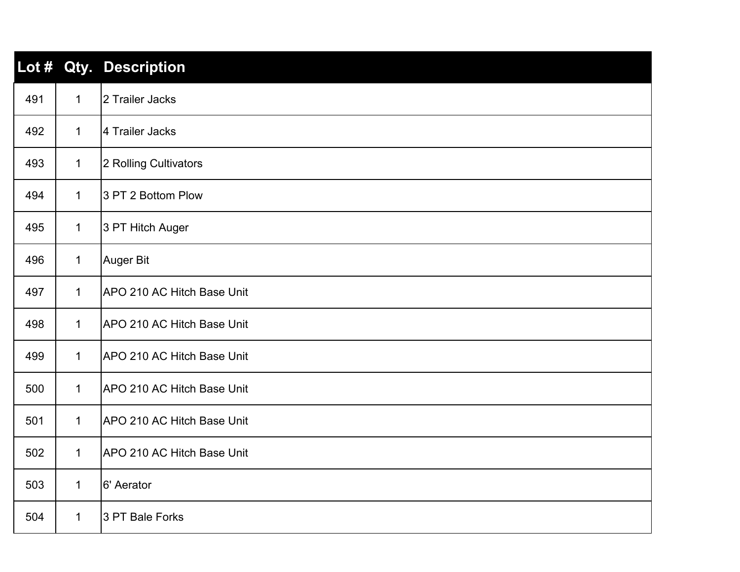| Lot # | Qty. | Description |
| --- | --- | --- |
| 491 | 1 | 2 Trailer Jacks |
| 492 | 1 | 4 Trailer Jacks |
| 493 | 1 | 2 Rolling Cultivators |
| 494 | 1 | 3 PT 2 Bottom Plow |
| 495 | 1 | 3 PT Hitch Auger |
| 496 | 1 | Auger Bit |
| 497 | 1 | APO 210 AC Hitch Base Unit |
| 498 | 1 | APO 210 AC Hitch Base Unit |
| 499 | 1 | APO 210 AC Hitch Base Unit |
| 500 | 1 | APO 210 AC Hitch Base Unit |
| 501 | 1 | APO 210 AC Hitch Base Unit |
| 502 | 1 | APO 210 AC Hitch Base Unit |
| 503 | 1 | 6' Aerator |
| 504 | 1 | 3 PT Bale Forks |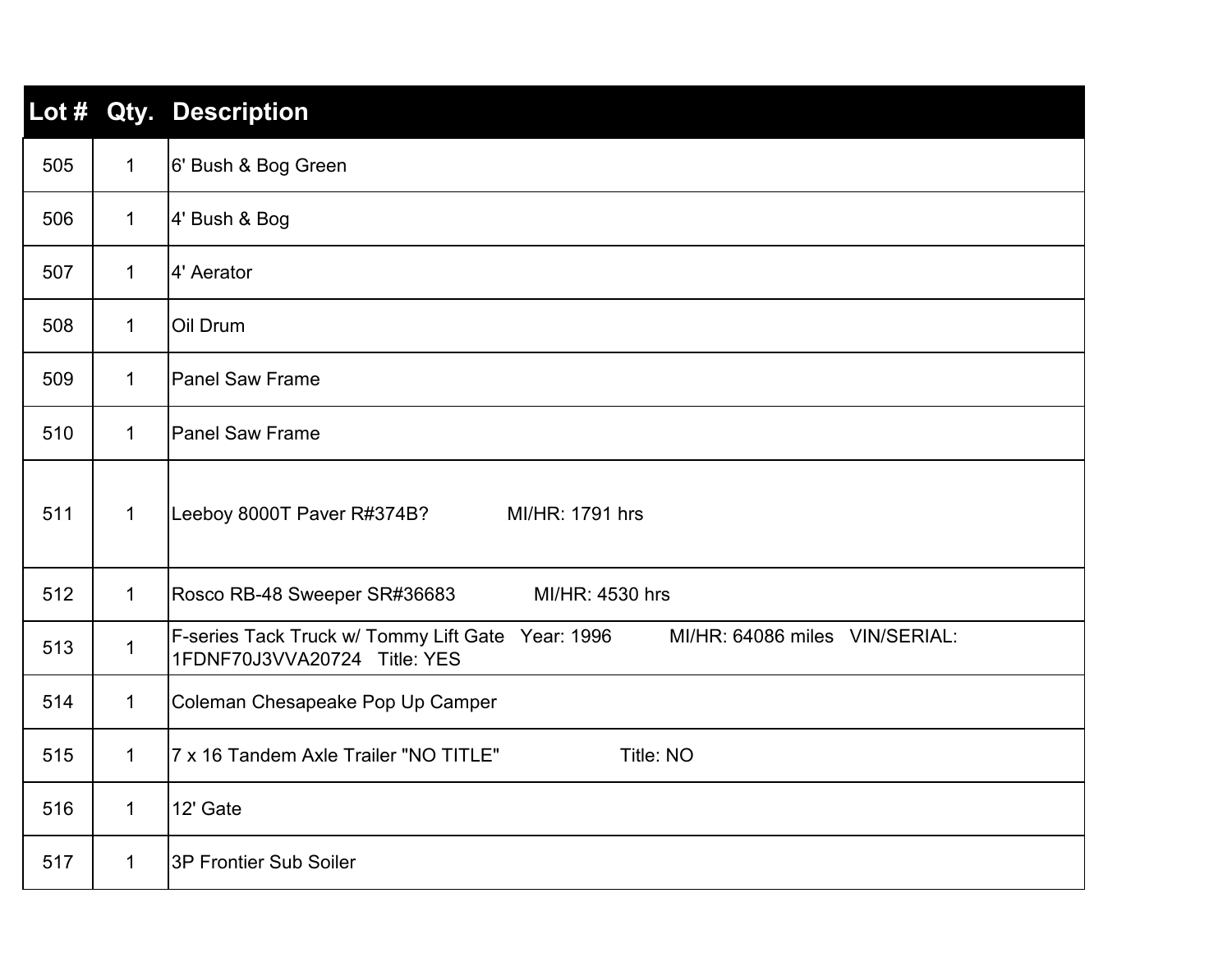| Lot # | Qty. | Description |
|---|---|---|
| 505 | 1 | 6' Bush & Bog Green |
| 506 | 1 | 4' Bush & Bog |
| 507 | 1 | 4' Aerator |
| 508 | 1 | Oil Drum |
| 509 | 1 | Panel Saw Frame |
| 510 | 1 | Panel Saw Frame |
| 511 | 1 | Leeboy 8000T Paver R#374B? MI/HR: 1791 hrs |
| 512 | 1 | Rosco RB-48 Sweeper SR#36683 MI/HR: 4530 hrs |
| 513 | 1 | F-series Tack Truck w/ Tommy Lift Gate Year: 1996 MI/HR: 64086 miles VIN/SERIAL: 1FDNF70J3VVA20724 Title: YES |
| 514 | 1 | Coleman Chesapeake Pop Up Camper |
| 515 | 1 | 7 x 16 Tandem Axle Trailer "NO TITLE" Title: NO |
| 516 | 1 | 12' Gate |
| 517 | 1 | 3P Frontier Sub Soiler |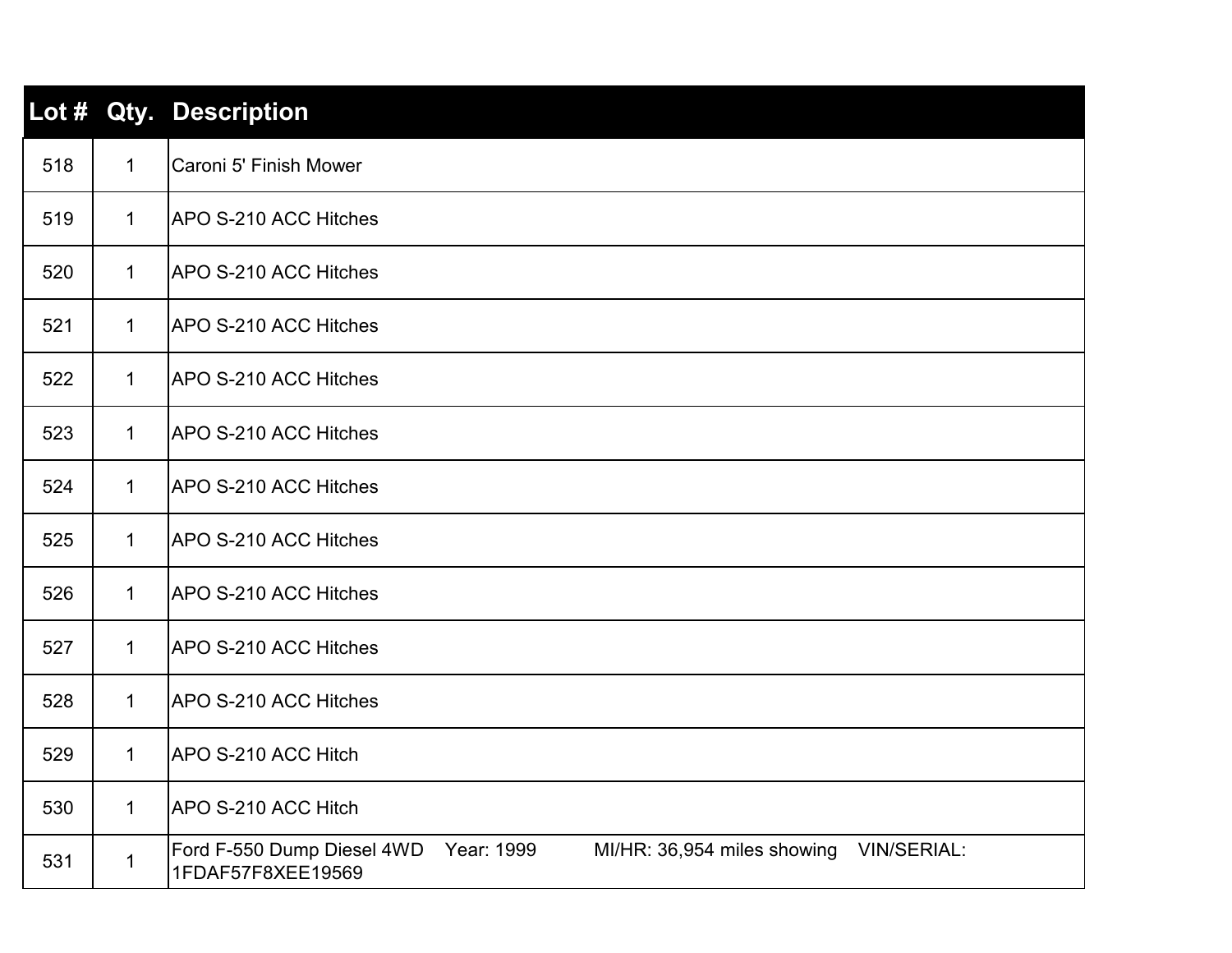| Lot # | Qty. | Description |
| --- | --- | --- |
| 518 | 1 | Caroni 5' Finish Mower |
| 519 | 1 | APO S-210 ACC Hitches |
| 520 | 1 | APO S-210 ACC Hitches |
| 521 | 1 | APO S-210 ACC Hitches |
| 522 | 1 | APO S-210 ACC Hitches |
| 523 | 1 | APO S-210 ACC Hitches |
| 524 | 1 | APO S-210 ACC Hitches |
| 525 | 1 | APO S-210 ACC Hitches |
| 526 | 1 | APO S-210 ACC Hitches |
| 527 | 1 | APO S-210 ACC Hitches |
| 528 | 1 | APO S-210 ACC Hitches |
| 529 | 1 | APO S-210 ACC Hitch |
| 530 | 1 | APO S-210 ACC Hitch |
| 531 | 1 | Ford F-550 Dump Diesel 4WD Year: 1999 MI/HR: 36,954 miles showing VIN/SERIAL: 1FDAF57F8XEE19569 |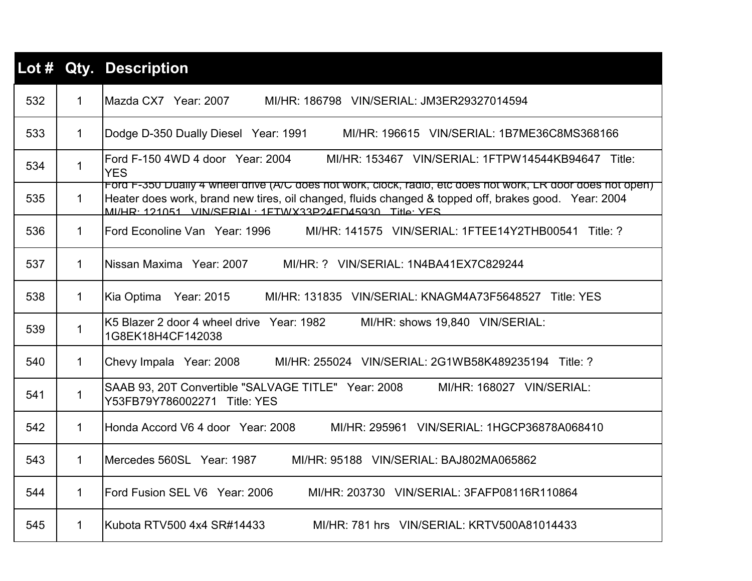| Lot # | Qty. | Description |
|---|---|---|
| 532 | 1 | Mazda CX7 Year: 2007 MI/HR: 186798 VIN/SERIAL: JM3ER29327014594 |
| 533 | 1 | Dodge D-350 Dually Diesel Year: 1991 MI/HR: 196615 VIN/SERIAL: 1B7ME36C8MS368166 |
| 534 | 1 | Ford F-150 4WD 4 door Year: 2004 MI/HR: 153467 VIN/SERIAL: 1FTPW14544KB94647 Title: YES |
| 535 | 1 | Ford F-350 Dually 4 wheel drive (A/C does not work, clock, radio, etc does not work, LR door does not open) Heater does work, brand new tires, oil changed, fluids changed & topped off, brakes good. Year: 2004 MI/HR: 121051 VIN/SERIAL: 1FTWX33P24ED45930 Title: YES |
| 536 | 1 | Ford Econoline Van Year: 1996 MI/HR: 141575 VIN/SERIAL: 1FTEE14Y2THB00541 Title: ? |
| 537 | 1 | Nissan Maxima Year: 2007 MI/HR: ? VIN/SERIAL: 1N4BA41EX7C829244 |
| 538 | 1 | Kia Optima Year: 2015 MI/HR: 131835 VIN/SERIAL: KNAGM4A73F5648527 Title: YES |
| 539 | 1 | K5 Blazer 2 door 4 wheel drive Year: 1982 MI/HR: shows 19,840 VIN/SERIAL: 1G8EK18H4CF142038 |
| 540 | 1 | Chevy Impala Year: 2008 MI/HR: 255024 VIN/SERIAL: 2G1WB58K489235194 Title: ? |
| 541 | 1 | SAAB 93, 20T Convertible "SALVAGE TITLE" Year: 2008 MI/HR: 168027 VIN/SERIAL: Y53FB79Y786002271 Title: YES |
| 542 | 1 | Honda Accord V6 4 door Year: 2008 MI/HR: 295961 VIN/SERIAL: 1HGCP36878A068410 |
| 543 | 1 | Mercedes 560SL Year: 1987 MI/HR: 95188 VIN/SERIAL: BAJ802MA065862 |
| 544 | 1 | Ford Fusion SEL V6 Year: 2006 MI/HR: 203730 VIN/SERIAL: 3FAFP08116R110864 |
| 545 | 1 | Kubota RTV500 4x4 SR#14433 MI/HR: 781 hrs VIN/SERIAL: KRTV500A81014433 |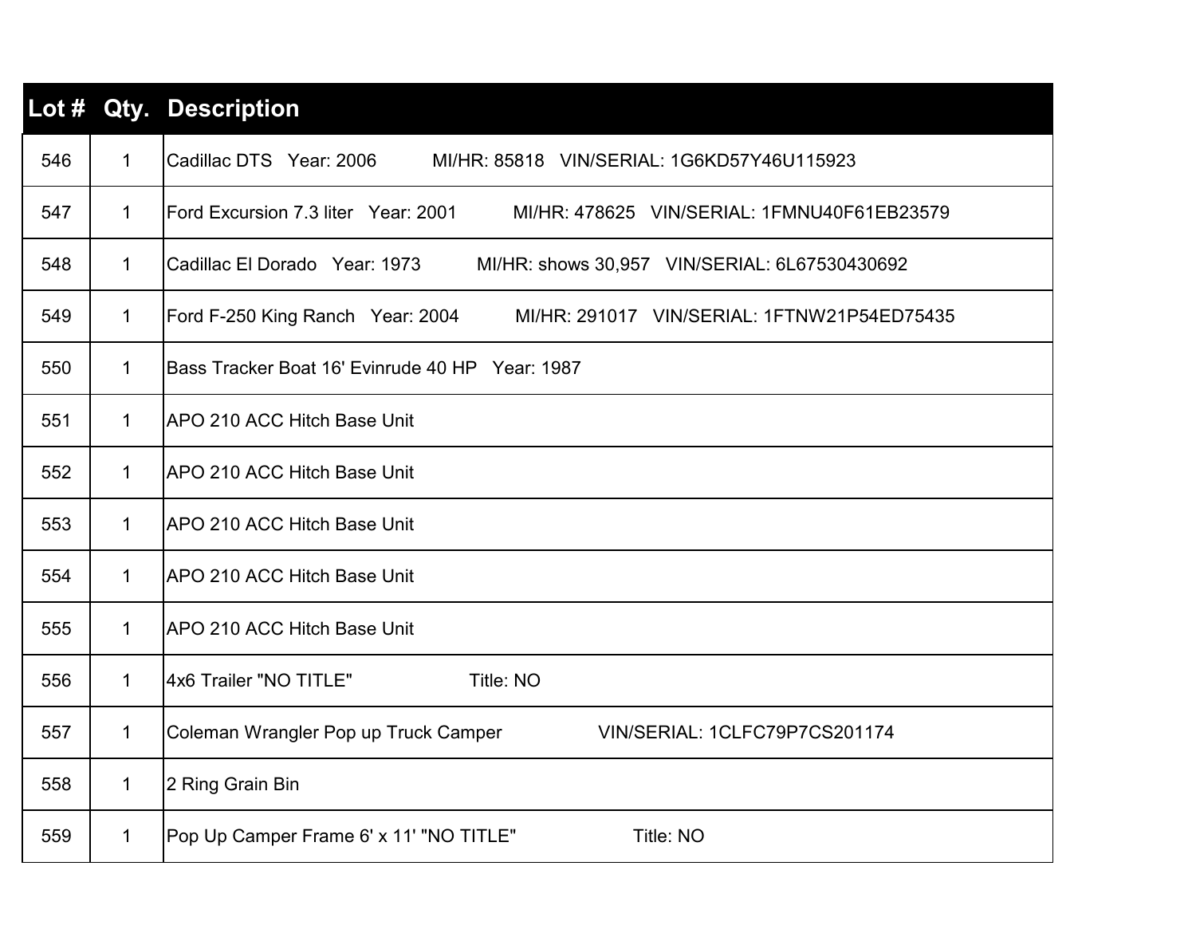| Lot # | Qty. | Description |
|---|---|---|
| 546 | 1 | Cadillac DTS   Year: 2006   MI/HR: 85818   VIN/SERIAL: 1G6KD57Y46U115923 |
| 547 | 1 | Ford Excursion 7.3 liter   Year: 2001   MI/HR: 478625   VIN/SERIAL: 1FMNU40F61EB23579 |
| 548 | 1 | Cadillac El Dorado   Year: 1973   MI/HR: shows 30,957   VIN/SERIAL: 6L67530430692 |
| 549 | 1 | Ford F-250 King Ranch   Year: 2004   MI/HR: 291017   VIN/SERIAL: 1FTNW21P54ED75435 |
| 550 | 1 | Bass Tracker Boat 16' Evinrude 40 HP   Year: 1987 |
| 551 | 1 | APO 210 ACC Hitch Base Unit |
| 552 | 1 | APO 210 ACC Hitch Base Unit |
| 553 | 1 | APO 210 ACC Hitch Base Unit |
| 554 | 1 | APO 210 ACC Hitch Base Unit |
| 555 | 1 | APO 210 ACC Hitch Base Unit |
| 556 | 1 | 4x6 Trailer "NO TITLE"   Title: NO |
| 557 | 1 | Coleman Wrangler Pop up Truck Camper   VIN/SERIAL: 1CLFC79P7CS201174 |
| 558 | 1 | 2 Ring Grain Bin |
| 559 | 1 | Pop Up Camper Frame 6' x 11' "NO TITLE"   Title: NO |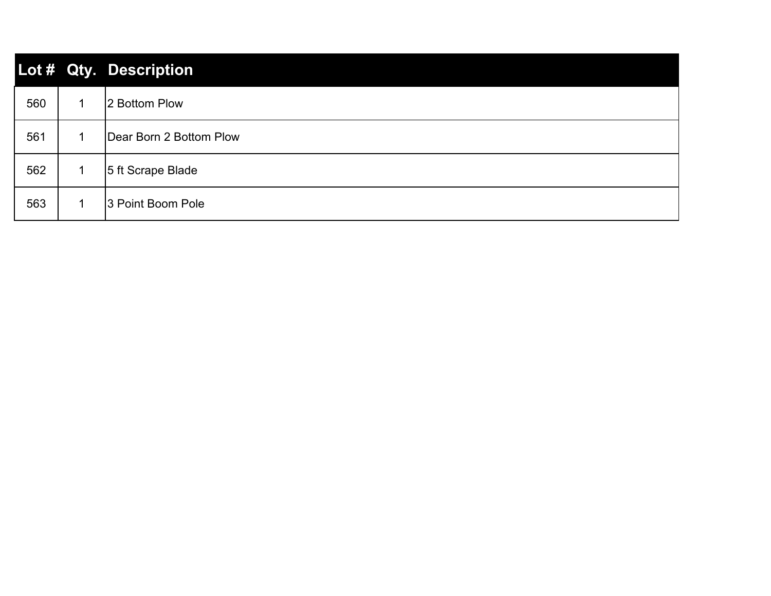| Lot # | Qty. | Description |
|---|---|---|
| 560 | 1 | 2 Bottom Plow |
| 561 | 1 | Dear Born 2 Bottom Plow |
| 562 | 1 | 5 ft Scrape Blade |
| 563 | 1 | 3 Point Boom Pole |